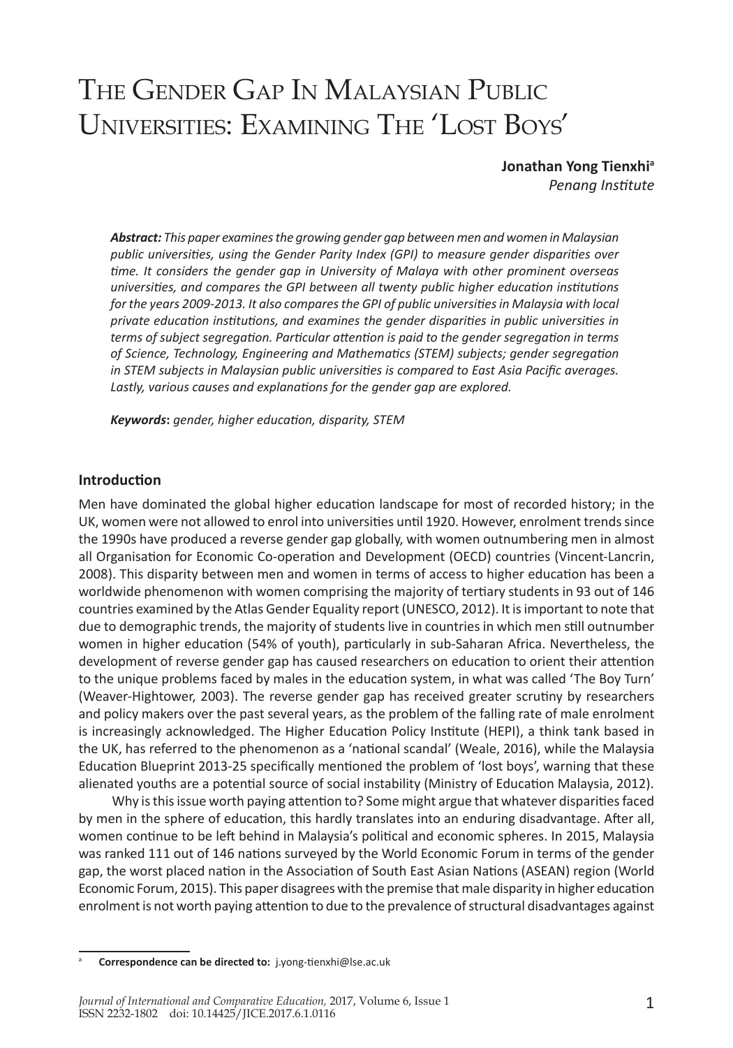# The Gender Gap In Malaysian Public Universities: Examining The 'Lost Boys'

**Jonathan Yong Tienxhi**[a]
*Penang Institute*

***Abstract:*** *This paper examines the growing gender gap between men and women in Malaysian public universities, using the Gender Parity Index (GPI) to measure gender disparities over time. It considers the gender gap in University of Malaya with other prominent overseas universities, and compares the GPI between all twenty public higher education institutions for the years 2009-2013. It also compares the GPI of public universities in Malaysia with local private education institutions, and examines the gender disparities in public universities in terms of subject segregation. Particular attention is paid to the gender segregation in terms of Science, Technology, Engineering and Mathematics (STEM) subjects; gender segregation in STEM subjects in Malaysian public universities is compared to East Asia Pacific averages. Lastly, various causes and explanations for the gender gap are explored.*

***Keywords*****:** *gender, higher education, disparity, STEM*

## Introduction

Men have dominated the global higher education landscape for most of recorded history; in the UK, women were not allowed to enrol into universities until 1920. However, enrolment trends since the 1990s have produced a reverse gender gap globally, with women outnumbering men in almost all Organisation for Economic Co-operation and Development (OECD) countries (Vincent-Lancrin, 2008). This disparity between men and women in terms of access to higher education has been a worldwide phenomenon with women comprising the majority of tertiary students in 93 out of 146 countries examined by the Atlas Gender Equality report (UNESCO, 2012). It is important to note that due to demographic trends, the majority of students live in countries in which men still outnumber women in higher education (54% of youth), particularly in sub-Saharan Africa. Nevertheless, the development of reverse gender gap has caused researchers on education to orient their attention to the unique problems faced by males in the education system, in what was called 'The Boy Turn' (Weaver-Hightower, 2003). The reverse gender gap has received greater scrutiny by researchers and policy makers over the past several years, as the problem of the falling rate of male enrolment is increasingly acknowledged. The Higher Education Policy Institute (HEPI), a think tank based in the UK, has referred to the phenomenon as a 'national scandal' (Weale, 2016), while the Malaysia Education Blueprint 2013-25 specifically mentioned the problem of 'lost boys', warning that these alienated youths are a potential source of social instability (Ministry of Education Malaysia, 2012).

Why is this issue worth paying attention to? Some might argue that whatever disparities faced by men in the sphere of education, this hardly translates into an enduring disadvantage. After all, women continue to be left behind in Malaysia's political and economic spheres. In 2015, Malaysia was ranked 111 out of 146 nations surveyed by the World Economic Forum in terms of the gender gap, the worst placed nation in the Association of South East Asian Nations (ASEAN) region (World Economic Forum, 2015). This paper disagrees with the premise that male disparity in higher education enrolment is not worth paying attention to due to the prevalence of structural disadvantages against

---

[a] **Correspondence can be directed to:** j.yong-tienxhi@lse.ac.uk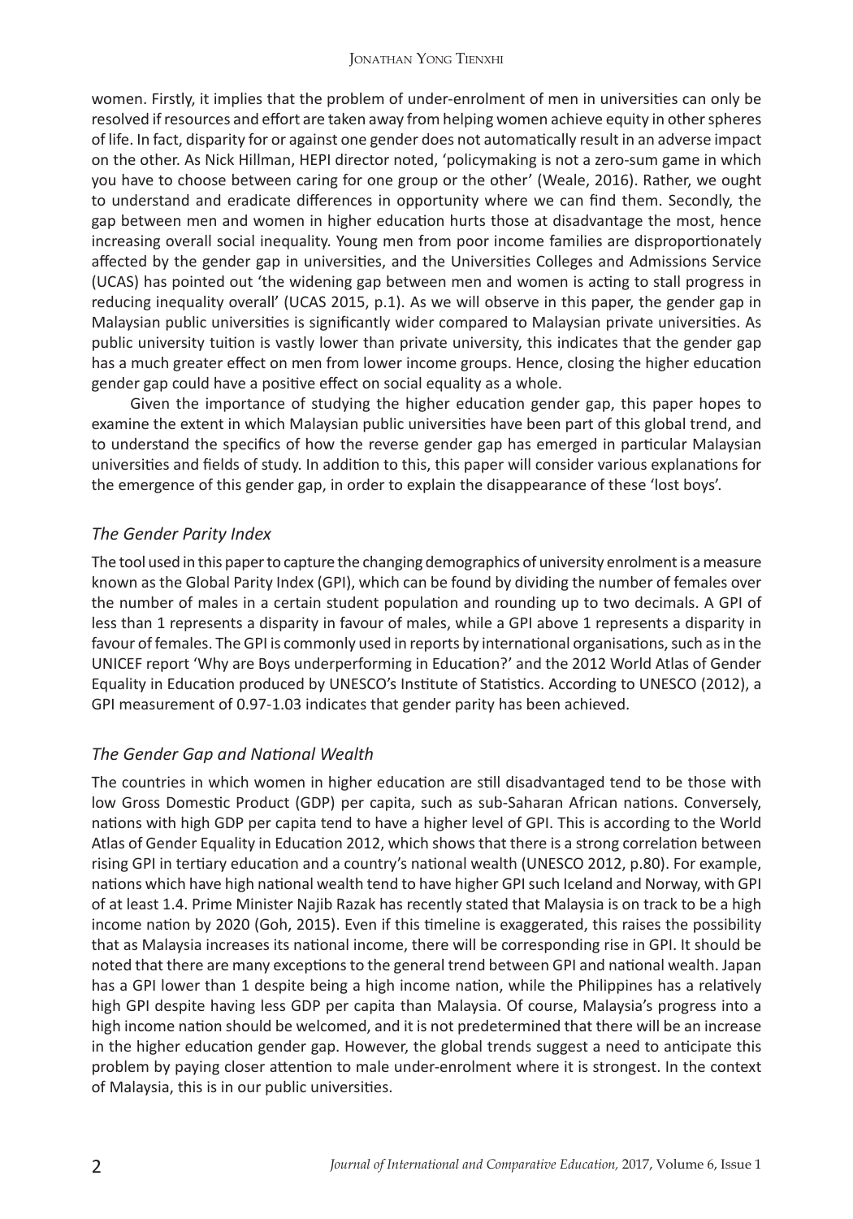women. Firstly, it implies that the problem of under-enrolment of men in universities can only be resolved if resources and effort are taken away from helping women achieve equity in other spheres of life. In fact, disparity for or against one gender does not automatically result in an adverse impact on the other. As Nick Hillman, HEPI director noted, 'policymaking is not a zero-sum game in which you have to choose between caring for one group or the other' (Weale, 2016). Rather, we ought to understand and eradicate differences in opportunity where we can find them. Secondly, the gap between men and women in higher education hurts those at disadvantage the most, hence increasing overall social inequality. Young men from poor income families are disproportionately affected by the gender gap in universities, and the Universities Colleges and Admissions Service (UCAS) has pointed out 'the widening gap between men and women is acting to stall progress in reducing inequality overall' (UCAS 2015, p.1). As we will observe in this paper, the gender gap in Malaysian public universities is significantly wider compared to Malaysian private universities. As public university tuition is vastly lower than private university, this indicates that the gender gap has a much greater effect on men from lower income groups. Hence, closing the higher education gender gap could have a positive effect on social equality as a whole.

Given the importance of studying the higher education gender gap, this paper hopes to examine the extent in which Malaysian public universities have been part of this global trend, and to understand the specifics of how the reverse gender gap has emerged in particular Malaysian universities and fields of study. In addition to this, this paper will consider various explanations for the emergence of this gender gap, in order to explain the disappearance of these 'lost boys'.

## *The Gender Parity Index*

The tool used in this paper to capture the changing demographics of university enrolment is a measure known as the Global Parity Index (GPI), which can be found by dividing the number of females over the number of males in a certain student population and rounding up to two decimals. A GPI of less than 1 represents a disparity in favour of males, while a GPI above 1 represents a disparity in favour of females. The GPI is commonly used in reports by international organisations, such as in the UNICEF report 'Why are Boys underperforming in Education?' and the 2012 World Atlas of Gender Equality in Education produced by UNESCO's Institute of Statistics. According to UNESCO (2012), a GPI measurement of 0.97-1.03 indicates that gender parity has been achieved.

## *The Gender Gap and National Wealth*

The countries in which women in higher education are still disadvantaged tend to be those with low Gross Domestic Product (GDP) per capita, such as sub-Saharan African nations. Conversely, nations with high GDP per capita tend to have a higher level of GPI. This is according to the World Atlas of Gender Equality in Education 2012, which shows that there is a strong correlation between rising GPI in tertiary education and a country's national wealth (UNESCO 2012, p.80). For example, nations which have high national wealth tend to have higher GPI such Iceland and Norway, with GPI of at least 1.4. Prime Minister Najib Razak has recently stated that Malaysia is on track to be a high income nation by 2020 (Goh, 2015). Even if this timeline is exaggerated, this raises the possibility that as Malaysia increases its national income, there will be corresponding rise in GPI. It should be noted that there are many exceptions to the general trend between GPI and national wealth. Japan has a GPI lower than 1 despite being a high income nation, while the Philippines has a relatively high GPI despite having less GDP per capita than Malaysia. Of course, Malaysia's progress into a high income nation should be welcomed, and it is not predetermined that there will be an increase in the higher education gender gap. However, the global trends suggest a need to anticipate this problem by paying closer attention to male under-enrolment where it is strongest. In the context of Malaysia, this is in our public universities.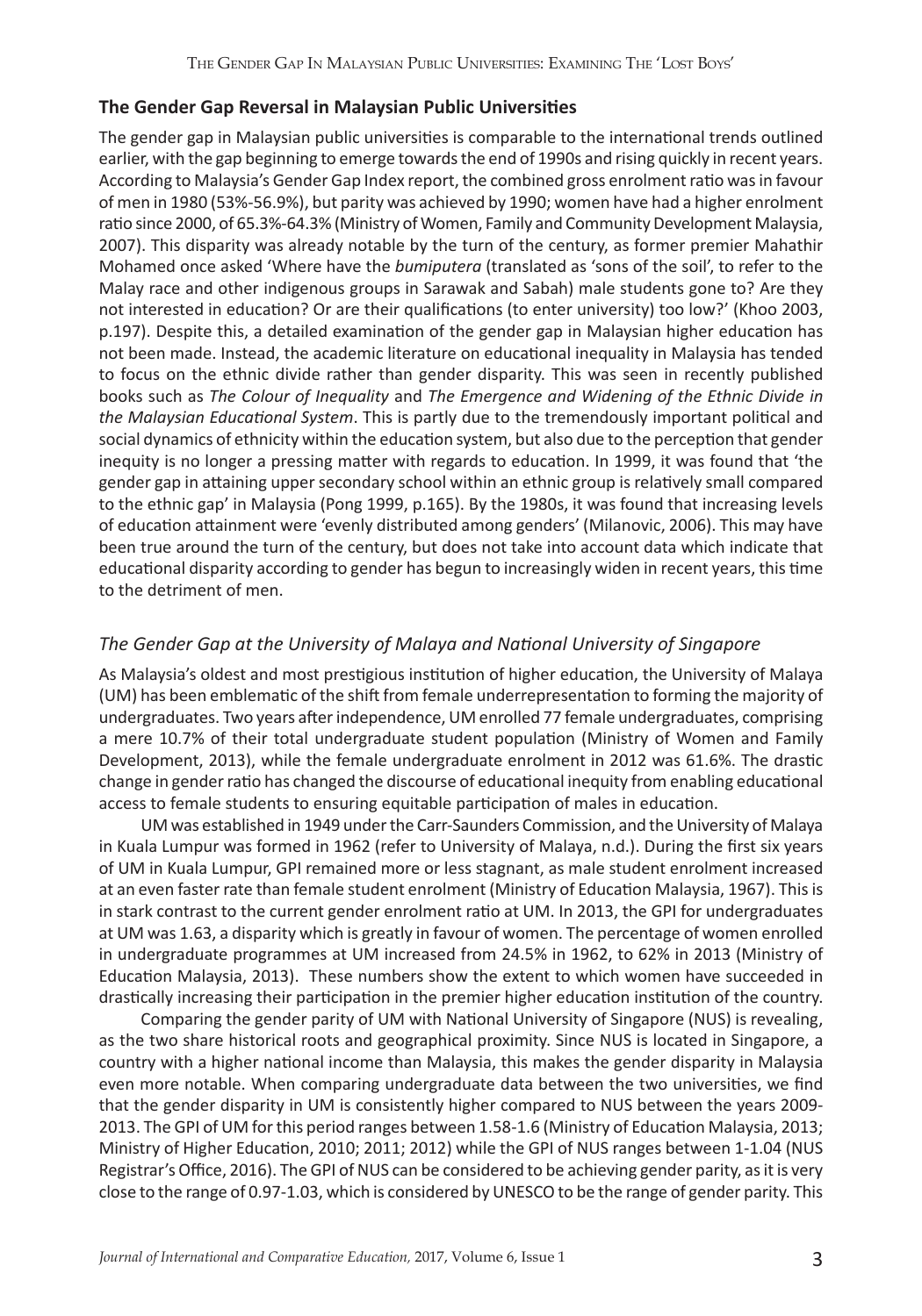## The Gender Gap Reversal in Malaysian Public Universities

The gender gap in Malaysian public universities is comparable to the international trends outlined earlier, with the gap beginning to emerge towards the end of 1990s and rising quickly in recent years. According to Malaysia's Gender Gap Index report, the combined gross enrolment ratio was in favour of men in 1980 (53%-56.9%), but parity was achieved by 1990; women have had a higher enrolment ratio since 2000, of 65.3%-64.3% (Ministry of Women, Family and Community Development Malaysia, 2007). This disparity was already notable by the turn of the century, as former premier Mahathir Mohamed once asked 'Where have the *bumiputera* (translated as 'sons of the soil', to refer to the Malay race and other indigenous groups in Sarawak and Sabah) male students gone to? Are they not interested in education? Or are their qualifications (to enter university) too low?' (Khoo 2003, p.197). Despite this, a detailed examination of the gender gap in Malaysian higher education has not been made. Instead, the academic literature on educational inequality in Malaysia has tended to focus on the ethnic divide rather than gender disparity. This was seen in recently published books such as *The Colour of Inequality* and *The Emergence and Widening of the Ethnic Divide in the Malaysian Educational System*. This is partly due to the tremendously important political and social dynamics of ethnicity within the education system, but also due to the perception that gender inequity is no longer a pressing matter with regards to education. In 1999, it was found that 'the gender gap in attaining upper secondary school within an ethnic group is relatively small compared to the ethnic gap' in Malaysia (Pong 1999, p.165). By the 1980s, it was found that increasing levels of education attainment were 'evenly distributed among genders' (Milanovic, 2006). This may have been true around the turn of the century, but does not take into account data which indicate that educational disparity according to gender has begun to increasingly widen in recent years, this time to the detriment of men.

### *The Gender Gap at the University of Malaya and National University of Singapore*

As Malaysia's oldest and most prestigious institution of higher education, the University of Malaya (UM) has been emblematic of the shift from female underrepresentation to forming the majority of undergraduates. Two years after independence, UM enrolled 77 female undergraduates, comprising a mere 10.7% of their total undergraduate student population (Ministry of Women and Family Development, 2013), while the female undergraduate enrolment in 2012 was 61.6%. The drastic change in gender ratio has changed the discourse of educational inequity from enabling educational access to female students to ensuring equitable participation of males in education.

UM was established in 1949 under the Carr-Saunders Commission, and the University of Malaya in Kuala Lumpur was formed in 1962 (refer to University of Malaya, n.d.). During the first six years of UM in Kuala Lumpur, GPI remained more or less stagnant, as male student enrolment increased at an even faster rate than female student enrolment (Ministry of Education Malaysia, 1967). This is in stark contrast to the current gender enrolment ratio at UM. In 2013, the GPI for undergraduates at UM was 1.63, a disparity which is greatly in favour of women. The percentage of women enrolled in undergraduate programmes at UM increased from 24.5% in 1962, to 62% in 2013 (Ministry of Education Malaysia, 2013). These numbers show the extent to which women have succeeded in drastically increasing their participation in the premier higher education institution of the country.

Comparing the gender parity of UM with National University of Singapore (NUS) is revealing, as the two share historical roots and geographical proximity. Since NUS is located in Singapore, a country with a higher national income than Malaysia, this makes the gender disparity in Malaysia even more notable. When comparing undergraduate data between the two universities, we find that the gender disparity in UM is consistently higher compared to NUS between the years 2009-2013. The GPI of UM for this period ranges between 1.58-1.6 (Ministry of Education Malaysia, 2013; Ministry of Higher Education, 2010; 2011; 2012) while the GPI of NUS ranges between 1-1.04 (NUS Registrar's Office, 2016). The GPI of NUS can be considered to be achieving gender parity, as it is very close to the range of 0.97-1.03, which is considered by UNESCO to be the range of gender parity. This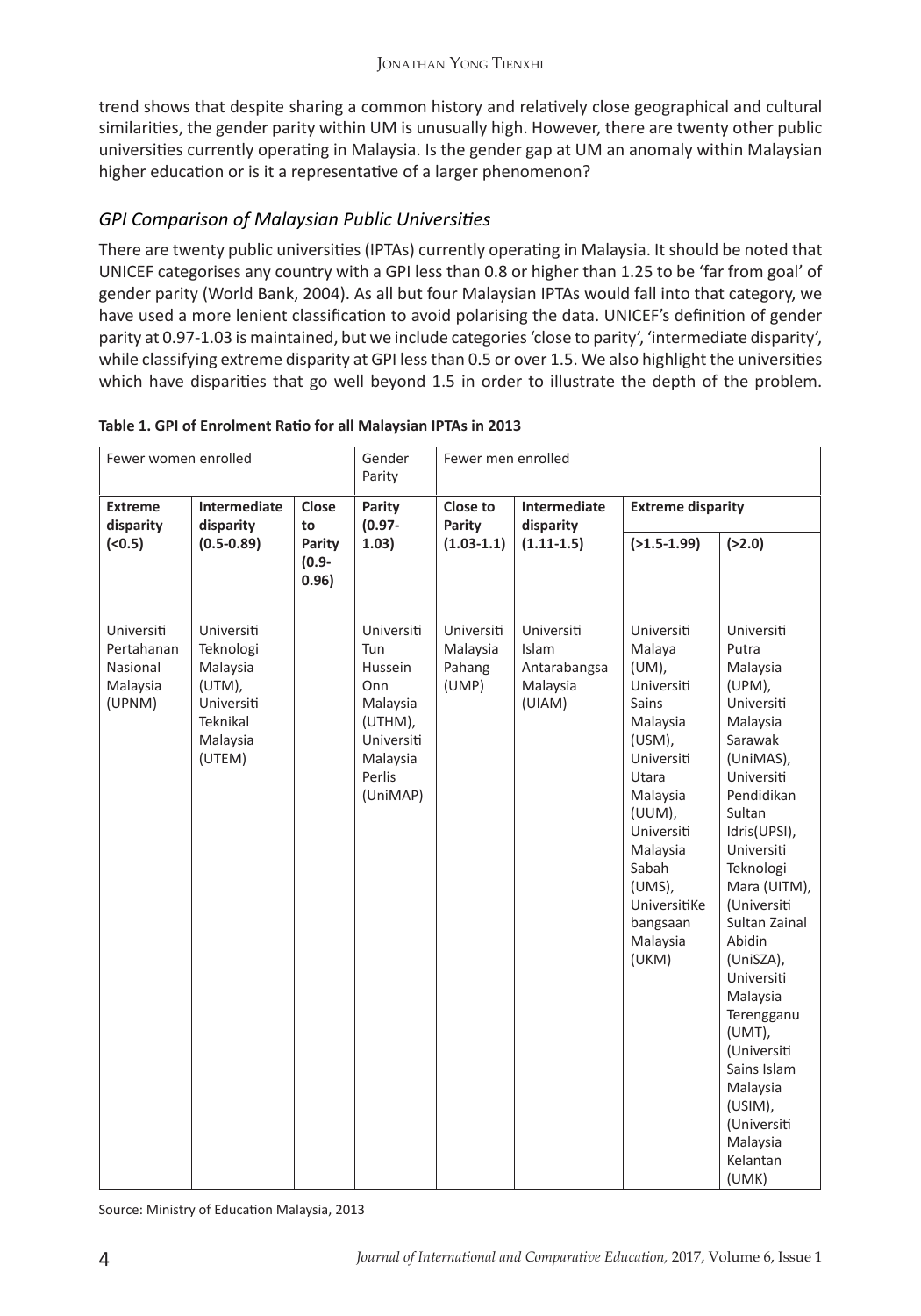trend shows that despite sharing a common history and relatively close geographical and cultural similarities, the gender parity within UM is unusually high. However, there are twenty other public universities currently operating in Malaysia. Is the gender gap at UM an anomaly within Malaysian higher education or is it a representative of a larger phenomenon?

## *GPI Comparison of Malaysian Public Universities*

There are twenty public universities (IPTAs) currently operating in Malaysia. It should be noted that UNICEF categorises any country with a GPI less than 0.8 or higher than 1.25 to be 'far from goal' of gender parity (World Bank, 2004). As all but four Malaysian IPTAs would fall into that category, we have used a more lenient classification to avoid polarising the data. UNICEF's definition of gender parity at 0.97-1.03 is maintained, but we include categories 'close to parity', 'intermediate disparity', while classifying extreme disparity at GPI less than 0.5 or over 1.5. We also highlight the universities which have disparities that go well beyond 1.5 in order to illustrate the depth of the problem.

**Table 1. GPI of Enrolment Ratio for all Malaysian IPTAs in 2013**

| Fewer women enrolled | | | Gender Parity | Fewer men enrolled | | | |
|---|---|---|---|---|---|---|---|
| **Extreme disparity (<0.5)** | **Intermediate disparity (0.5-0.89)** | **Close to Parity (0.9-0.96)** | **Parity (0.97-1.03)** | **Close to Parity (1.03-1.1)** | **Intermediate disparity (1.11-1.5)** | **Extreme disparity (>1.5-1.99)** | **Extreme disparity (>2.0)** |
| Universiti Pertahanan Nasional Malaysia (UPNM) | Universiti Teknologi Malaysia (UTM), Universiti Teknikal Malaysia (UTEM) | | Universiti Tun Hussein Onn Malaysia (UTHM), Universiti Malaysia Perlis (UniMAP) | Universiti Malaysia Pahang (UMP) | Universiti Islam Antarabangsa Malaysia (UIAM) | Universiti Malaya (UM), Universiti Sains Malaysia (USM), Universiti Utara Malaysia (UUM), Universiti Malaysia Sabah (UMS), UniversitiKe bangsaan Malaysia (UKM) | Universiti Putra Malaysia (UPM), Universiti Malaysia Sarawak (UniMAS), Universiti Pendidikan Sultan Idris(UPSI), Universiti Teknologi Mara (UITM), (Universiti Sultan Zainal Abidin (UniSZA), Universiti Malaysia Terengganu (UMT), (Universiti Sains Islam Malaysia (USIM), (Universiti Malaysia Kelantan (UMK) |

Source: Ministry of Education Malaysia, 2013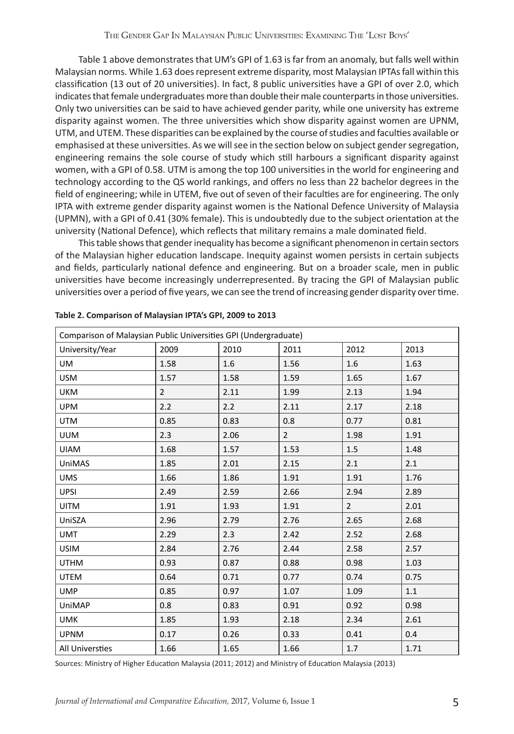Table 1 above demonstrates that UM's GPI of 1.63 is far from an anomaly, but falls well within Malaysian norms. While 1.63 does represent extreme disparity, most Malaysian IPTAs fall within this classification (13 out of 20 universities). In fact, 8 public universities have a GPI of over 2.0, which indicates that female undergraduates more than double their male counterparts in those universities. Only two universities can be said to have achieved gender parity, while one university has extreme disparity against women. The three universities which show disparity against women are UPNM, UTM, and UTEM. These disparities can be explained by the course of studies and faculties available or emphasised at these universities. As we will see in the section below on subject gender segregation, engineering remains the sole course of study which still harbours a significant disparity against women, with a GPI of 0.58. UTM is among the top 100 universities in the world for engineering and technology according to the QS world rankings, and offers no less than 22 bachelor degrees in the field of engineering; while in UTEM, five out of seven of their faculties are for engineering. The only IPTA with extreme gender disparity against women is the National Defence University of Malaysia (UPMN), with a GPI of 0.41 (30% female). This is undoubtedly due to the subject orientation at the university (National Defence), which reflects that military remains a male dominated field.

This table shows that gender inequality has become a significant phenomenon in certain sectors of the Malaysian higher education landscape. Inequity against women persists in certain subjects and fields, particularly national defence and engineering. But on a broader scale, men in public universities have become increasingly underrepresented. By tracing the GPI of Malaysian public universities over a period of five years, we can see the trend of increasing gender disparity over time.

**Table 2. Comparison of Malaysian IPTA's GPI, 2009 to 2013**

| Comparison of Malaysian Public Universities GPI (Undergraduate) | | | | | |
|---|---|---|---|---|---|
| University/Year | 2009 | 2010 | 2011 | 2012 | 2013 |
| UM | 1.58 | 1.6 | 1.56 | 1.6 | 1.63 |
| USM | 1.57 | 1.58 | 1.59 | 1.65 | 1.67 |
| UKM | 2 | 2.11 | 1.99 | 2.13 | 1.94 |
| UPM | 2.2 | 2.2 | 2.11 | 2.17 | 2.18 |
| UTM | 0.85 | 0.83 | 0.8 | 0.77 | 0.81 |
| UUM | 2.3 | 2.06 | 2 | 1.98 | 1.91 |
| UIAM | 1.68 | 1.57 | 1.53 | 1.5 | 1.48 |
| UniMAS | 1.85 | 2.01 | 2.15 | 2.1 | 2.1 |
| UMS | 1.66 | 1.86 | 1.91 | 1.91 | 1.76 |
| UPSI | 2.49 | 2.59 | 2.66 | 2.94 | 2.89 |
| UITM | 1.91 | 1.93 | 1.91 | 2 | 2.01 |
| UniSZA | 2.96 | 2.79 | 2.76 | 2.65 | 2.68 |
| UMT | 2.29 | 2.3 | 2.42 | 2.52 | 2.68 |
| USIM | 2.84 | 2.76 | 2.44 | 2.58 | 2.57 |
| UTHM | 0.93 | 0.87 | 0.88 | 0.98 | 1.03 |
| UTEM | 0.64 | 0.71 | 0.77 | 0.74 | 0.75 |
| UMP | 0.85 | 0.97 | 1.07 | 1.09 | 1.1 |
| UniMAP | 0.8 | 0.83 | 0.91 | 0.92 | 0.98 |
| UMK | 1.85 | 1.93 | 2.18 | 2.34 | 2.61 |
| UPNM | 0.17 | 0.26 | 0.33 | 0.41 | 0.4 |
| All Universties | 1.66 | 1.65 | 1.66 | 1.7 | 1.71 |

Sources: Ministry of Higher Education Malaysia (2011; 2012) and Ministry of Education Malaysia (2013)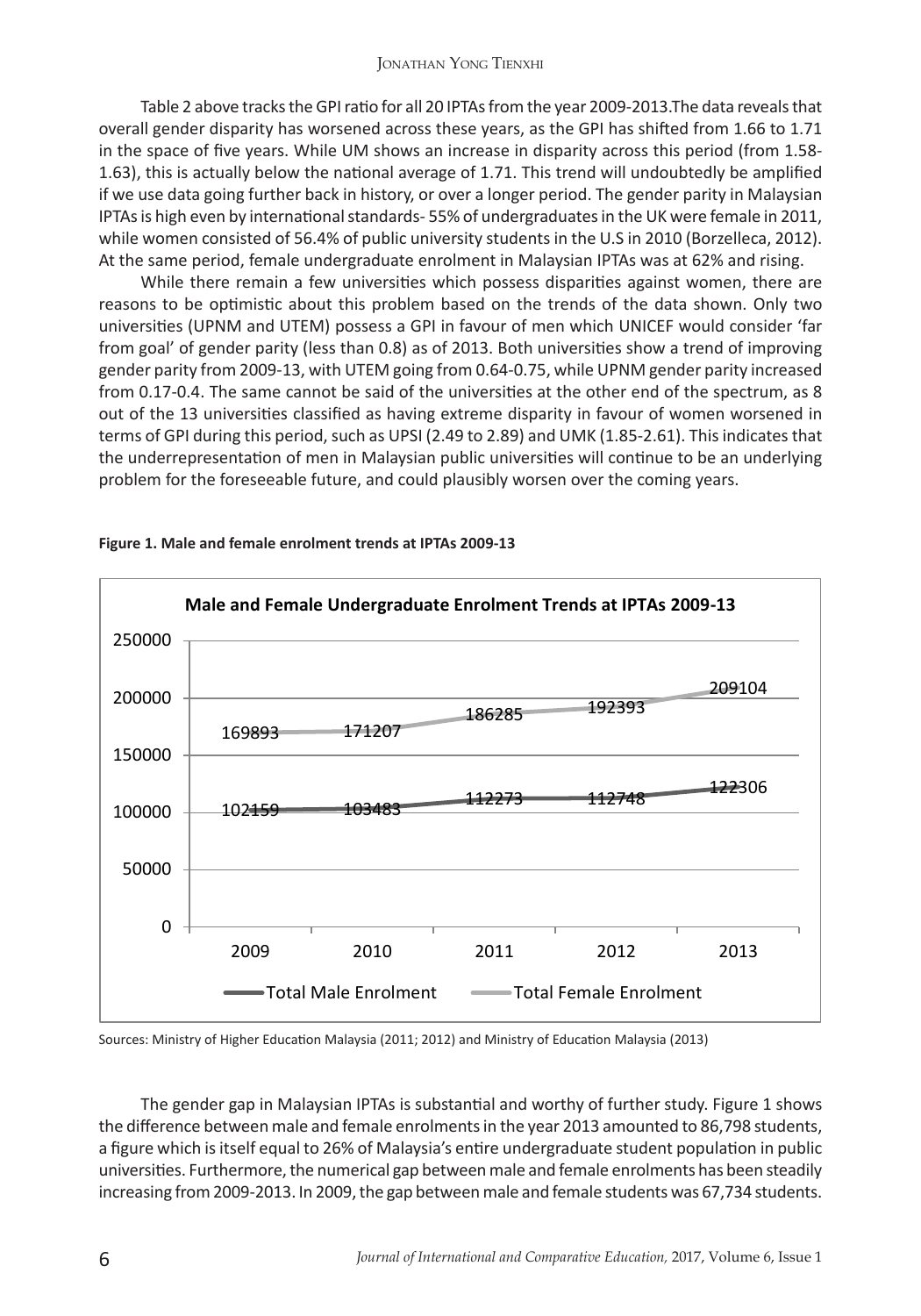Table 2 above tracks the GPI ratio for all 20 IPTAs from the year 2009-2013.The data reveals that overall gender disparity has worsened across these years, as the GPI has shifted from 1.66 to 1.71 in the space of five years. While UM shows an increase in disparity across this period (from 1.58-1.63), this is actually below the national average of 1.71. This trend will undoubtedly be amplified if we use data going further back in history, or over a longer period. The gender parity in Malaysian IPTAs is high even by international standards- 55% of undergraduates in the UK were female in 2011, while women consisted of 56.4% of public university students in the U.S in 2010 (Borzelleca, 2012). At the same period, female undergraduate enrolment in Malaysian IPTAs was at 62% and rising.

While there remain a few universities which possess disparities against women, there are reasons to be optimistic about this problem based on the trends of the data shown. Only two universities (UPNM and UTEM) possess a GPI in favour of men which UNICEF would consider 'far from goal' of gender parity (less than 0.8) as of 2013. Both universities show a trend of improving gender parity from 2009-13, with UTEM going from 0.64-0.75, while UPNM gender parity increased from 0.17-0.4. The same cannot be said of the universities at the other end of the spectrum, as 8 out of the 13 universities classified as having extreme disparity in favour of women worsened in terms of GPI during this period, such as UPSI (2.49 to 2.89) and UMK (1.85-2.61). This indicates that the underrepresentation of men in Malaysian public universities will continue to be an underlying problem for the foreseeable future, and could plausibly worsen over the coming years.

**Figure 1. Male and female enrolment trends at IPTAs 2009-13**

Male and Female Undergraduate Enrolment Trends at IPTAs 2009-13

250000
200000
150000
100000
50000
0

2009 2010 2011 2012 2013

Total Female Enrolment: 169893, 171207, 186285, 192393, 209104

Total Male Enrolment: 102159, 103483, 112273, 112748, 122306

Total Male Enrolment — Total Female Enrolment

Sources: Ministry of Higher Education Malaysia (2011; 2012) and Ministry of Education Malaysia (2013)

The gender gap in Malaysian IPTAs is substantial and worthy of further study. Figure 1 shows the difference between male and female enrolments in the year 2013 amounted to 86,798 students, a figure which is itself equal to 26% of Malaysia's entire undergraduate student population in public universities. Furthermore, the numerical gap between male and female enrolments has been steadily increasing from 2009-2013. In 2009, the gap between male and female students was 67,734 students.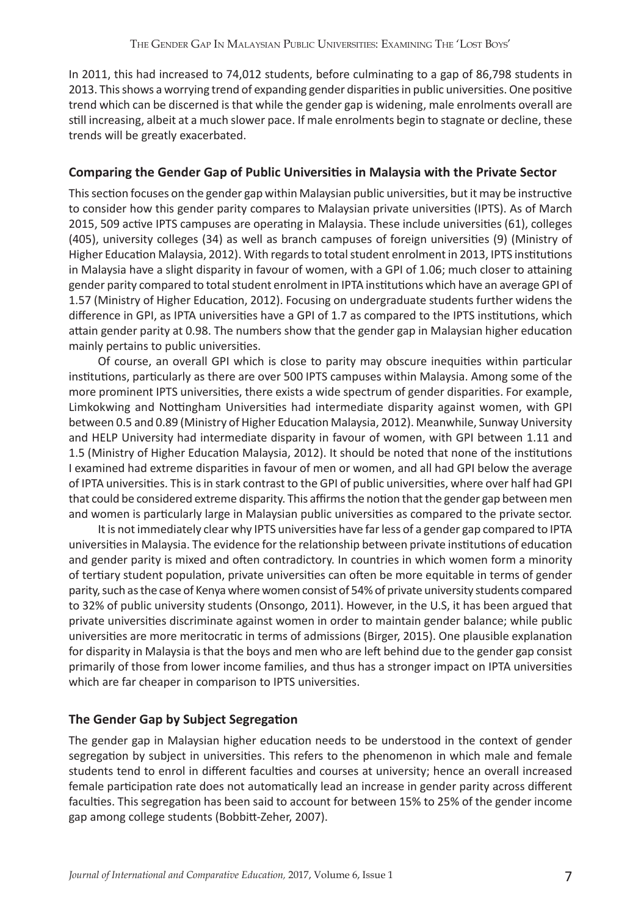In 2011, this had increased to 74,012 students, before culminating to a gap of 86,798 students in 2013. This shows a worrying trend of expanding gender disparities in public universities. One positive trend which can be discerned is that while the gender gap is widening, male enrolments overall are still increasing, albeit at a much slower pace. If male enrolments begin to stagnate or decline, these trends will be greatly exacerbated.

## Comparing the Gender Gap of Public Universities in Malaysia with the Private Sector

This section focuses on the gender gap within Malaysian public universities, but it may be instructive to consider how this gender parity compares to Malaysian private universities (IPTS). As of March 2015, 509 active IPTS campuses are operating in Malaysia. These include universities (61), colleges (405), university colleges (34) as well as branch campuses of foreign universities (9) (Ministry of Higher Education Malaysia, 2012). With regards to total student enrolment in 2013, IPTS institutions in Malaysia have a slight disparity in favour of women, with a GPI of 1.06; much closer to attaining gender parity compared to total student enrolment in IPTA institutions which have an average GPI of 1.57 (Ministry of Higher Education, 2012). Focusing on undergraduate students further widens the difference in GPI, as IPTA universities have a GPI of 1.7 as compared to the IPTS institutions, which attain gender parity at 0.98. The numbers show that the gender gap in Malaysian higher education mainly pertains to public universities.

Of course, an overall GPI which is close to parity may obscure inequities within particular institutions, particularly as there are over 500 IPTS campuses within Malaysia. Among some of the more prominent IPTS universities, there exists a wide spectrum of gender disparities. For example, Limkokwing and Nottingham Universities had intermediate disparity against women, with GPI between 0.5 and 0.89 (Ministry of Higher Education Malaysia, 2012). Meanwhile, Sunway University and HELP University had intermediate disparity in favour of women, with GPI between 1.11 and 1.5 (Ministry of Higher Education Malaysia, 2012). It should be noted that none of the institutions I examined had extreme disparities in favour of men or women, and all had GPI below the average of IPTA universities. This is in stark contrast to the GPI of public universities, where over half had GPI that could be considered extreme disparity. This affirms the notion that the gender gap between men and women is particularly large in Malaysian public universities as compared to the private sector.

It is not immediately clear why IPTS universities have far less of a gender gap compared to IPTA universities in Malaysia. The evidence for the relationship between private institutions of education and gender parity is mixed and often contradictory. In countries in which women form a minority of tertiary student population, private universities can often be more equitable in terms of gender parity, such as the case of Kenya where women consist of 54% of private university students compared to 32% of public university students (Onsongo, 2011). However, in the U.S, it has been argued that private universities discriminate against women in order to maintain gender balance; while public universities are more meritocratic in terms of admissions (Birger, 2015). One plausible explanation for disparity in Malaysia is that the boys and men who are left behind due to the gender gap consist primarily of those from lower income families, and thus has a stronger impact on IPTA universities which are far cheaper in comparison to IPTS universities.

## The Gender Gap by Subject Segregation

The gender gap in Malaysian higher education needs to be understood in the context of gender segregation by subject in universities. This refers to the phenomenon in which male and female students tend to enrol in different faculties and courses at university; hence an overall increased female participation rate does not automatically lead an increase in gender parity across different faculties. This segregation has been said to account for between 15% to 25% of the gender income gap among college students (Bobbitt-Zeher, 2007).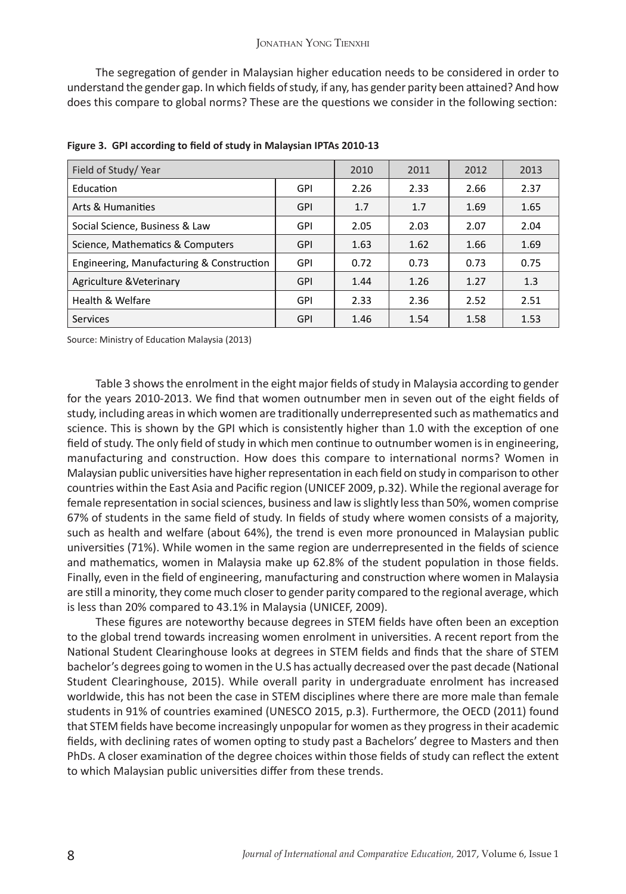The segregation of gender in Malaysian higher education needs to be considered in order to understand the gender gap. In which fields of study, if any, has gender parity been attained? And how does this compare to global norms? These are the questions we consider in the following section:

**Figure 3. GPI according to field of study in Malaysian IPTAs 2010-13**

| Field of Study/ Year | | 2010 | 2011 | 2012 | 2013 |
|---|---|---|---|---|---|
| Education | GPI | 2.26 | 2.33 | 2.66 | 2.37 |
| Arts & Humanities | GPI | 1.7 | 1.7 | 1.69 | 1.65 |
| Social Science, Business & Law | GPI | 2.05 | 2.03 | 2.07 | 2.04 |
| Science, Mathematics & Computers | GPI | 1.63 | 1.62 | 1.66 | 1.69 |
| Engineering, Manufacturing & Construction | GPI | 0.72 | 0.73 | 0.73 | 0.75 |
| Agriculture &Veterinary | GPI | 1.44 | 1.26 | 1.27 | 1.3 |
| Health & Welfare | GPI | 2.33 | 2.36 | 2.52 | 2.51 |
| Services | GPI | 1.46 | 1.54 | 1.58 | 1.53 |

Source: Ministry of Education Malaysia (2013)

Table 3 shows the enrolment in the eight major fields of study in Malaysia according to gender for the years 2010-2013. We find that women outnumber men in seven out of the eight fields of study, including areas in which women are traditionally underrepresented such as mathematics and science. This is shown by the GPI which is consistently higher than 1.0 with the exception of one field of study. The only field of study in which men continue to outnumber women is in engineering, manufacturing and construction. How does this compare to international norms? Women in Malaysian public universities have higher representation in each field on study in comparison to other countries within the East Asia and Pacific region (UNICEF 2009, p.32). While the regional average for female representation in social sciences, business and law is slightly less than 50%, women comprise 67% of students in the same field of study. In fields of study where women consists of a majority, such as health and welfare (about 64%), the trend is even more pronounced in Malaysian public universities (71%). While women in the same region are underrepresented in the fields of science and mathematics, women in Malaysia make up 62.8% of the student population in those fields. Finally, even in the field of engineering, manufacturing and construction where women in Malaysia are still a minority, they come much closer to gender parity compared to the regional average, which is less than 20% compared to 43.1% in Malaysia (UNICEF, 2009).

These figures are noteworthy because degrees in STEM fields have often been an exception to the global trend towards increasing women enrolment in universities. A recent report from the National Student Clearinghouse looks at degrees in STEM fields and finds that the share of STEM bachelor's degrees going to women in the U.S has actually decreased over the past decade (National Student Clearinghouse, 2015). While overall parity in undergraduate enrolment has increased worldwide, this has not been the case in STEM disciplines where there are more male than female students in 91% of countries examined (UNESCO 2015, p.3). Furthermore, the OECD (2011) found that STEM fields have become increasingly unpopular for women as they progress in their academic fields, with declining rates of women opting to study past a Bachelors' degree to Masters and then PhDs. A closer examination of the degree choices within those fields of study can reflect the extent to which Malaysian public universities differ from these trends.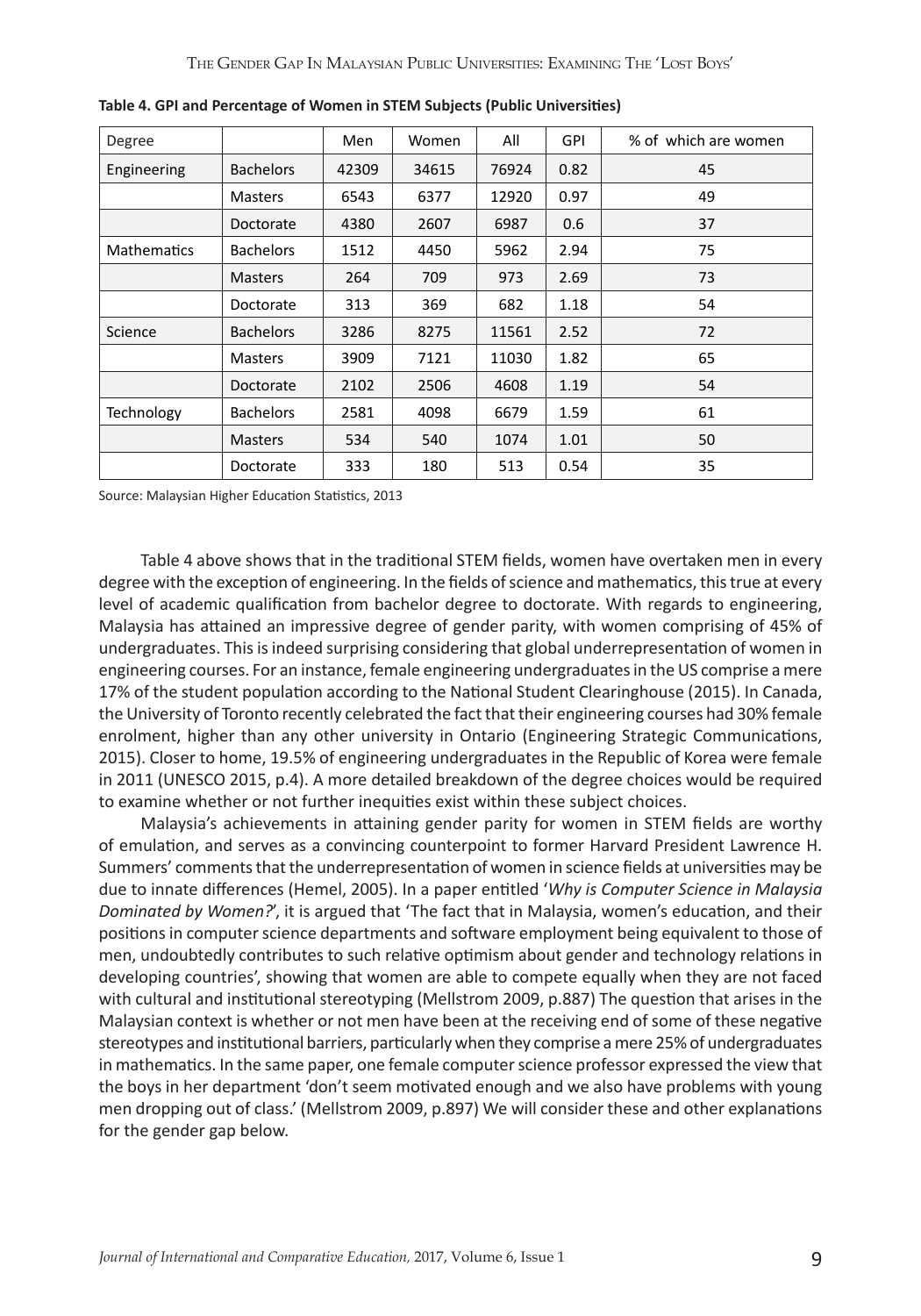**Table 4. GPI and Percentage of Women in STEM Subjects (Public Universities)**

| Degree | | Men | Women | All | GPI | % of which are women |
|---|---|---|---|---|---|---|
| Engineering | Bachelors | 42309 | 34615 | 76924 | 0.82 | 45 |
| | Masters | 6543 | 6377 | 12920 | 0.97 | 49 |
| | Doctorate | 4380 | 2607 | 6987 | 0.6 | 37 |
| Mathematics | Bachelors | 1512 | 4450 | 5962 | 2.94 | 75 |
| | Masters | 264 | 709 | 973 | 2.69 | 73 |
| | Doctorate | 313 | 369 | 682 | 1.18 | 54 |
| Science | Bachelors | 3286 | 8275 | 11561 | 2.52 | 72 |
| | Masters | 3909 | 7121 | 11030 | 1.82 | 65 |
| | Doctorate | 2102 | 2506 | 4608 | 1.19 | 54 |
| Technology | Bachelors | 2581 | 4098 | 6679 | 1.59 | 61 |
| | Masters | 534 | 540 | 1074 | 1.01 | 50 |
| | Doctorate | 333 | 180 | 513 | 0.54 | 35 |

Source: Malaysian Higher Education Statistics, 2013

Table 4 above shows that in the traditional STEM fields, women have overtaken men in every degree with the exception of engineering. In the fields of science and mathematics, this true at every level of academic qualification from bachelor degree to doctorate. With regards to engineering, Malaysia has attained an impressive degree of gender parity, with women comprising of 45% of undergraduates. This is indeed surprising considering that global underrepresentation of women in engineering courses. For an instance, female engineering undergraduates in the US comprise a mere 17% of the student population according to the National Student Clearinghouse (2015). In Canada, the University of Toronto recently celebrated the fact that their engineering courses had 30% female enrolment, higher than any other university in Ontario (Engineering Strategic Communications, 2015). Closer to home, 19.5% of engineering undergraduates in the Republic of Korea were female in 2011 (UNESCO 2015, p.4). A more detailed breakdown of the degree choices would be required to examine whether or not further inequities exist within these subject choices.

Malaysia's achievements in attaining gender parity for women in STEM fields are worthy of emulation, and serves as a convincing counterpoint to former Harvard President Lawrence H. Summers' comments that the underrepresentation of women in science fields at universities may be due to innate differences (Hemel, 2005). In a paper entitled '*Why is Computer Science in Malaysia Dominated by Women?*', it is argued that 'The fact that in Malaysia, women's education, and their positions in computer science departments and software employment being equivalent to those of men, undoubtedly contributes to such relative optimism about gender and technology relations in developing countries', showing that women are able to compete equally when they are not faced with cultural and institutional stereotyping (Mellstrom 2009, p.887) The question that arises in the Malaysian context is whether or not men have been at the receiving end of some of these negative stereotypes and institutional barriers, particularly when they comprise a mere 25% of undergraduates in mathematics. In the same paper, one female computer science professor expressed the view that the boys in her department 'don't seem motivated enough and we also have problems with young men dropping out of class.' (Mellstrom 2009, p.897) We will consider these and other explanations for the gender gap below.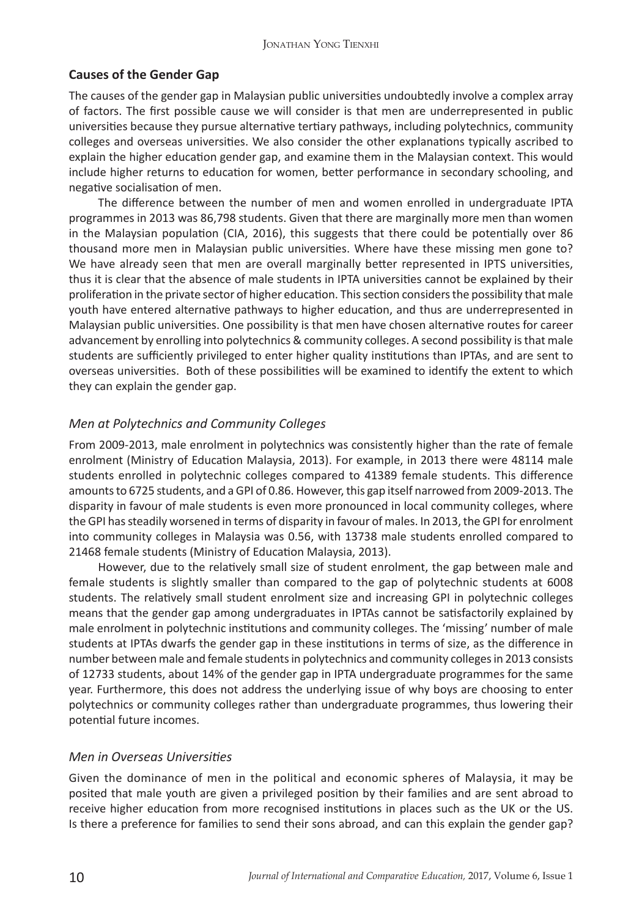## Causes of the Gender Gap

The causes of the gender gap in Malaysian public universities undoubtedly involve a complex array of factors. The first possible cause we will consider is that men are underrepresented in public universities because they pursue alternative tertiary pathways, including polytechnics, community colleges and overseas universities. We also consider the other explanations typically ascribed to explain the higher education gender gap, and examine them in the Malaysian context. This would include higher returns to education for women, better performance in secondary schooling, and negative socialisation of men.

The difference between the number of men and women enrolled in undergraduate IPTA programmes in 2013 was 86,798 students. Given that there are marginally more men than women in the Malaysian population (CIA, 2016), this suggests that there could be potentially over 86 thousand more men in Malaysian public universities. Where have these missing men gone to? We have already seen that men are overall marginally better represented in IPTS universities, thus it is clear that the absence of male students in IPTA universities cannot be explained by their proliferation in the private sector of higher education. This section considers the possibility that male youth have entered alternative pathways to higher education, and thus are underrepresented in Malaysian public universities. One possibility is that men have chosen alternative routes for career advancement by enrolling into polytechnics & community colleges. A second possibility is that male students are sufficiently privileged to enter higher quality institutions than IPTAs, and are sent to overseas universities. Both of these possibilities will be examined to identify the extent to which they can explain the gender gap.

### *Men at Polytechnics and Community Colleges*

From 2009-2013, male enrolment in polytechnics was consistently higher than the rate of female enrolment (Ministry of Education Malaysia, 2013). For example, in 2013 there were 48114 male students enrolled in polytechnic colleges compared to 41389 female students. This difference amounts to 6725 students, and a GPI of 0.86. However, this gap itself narrowed from 2009-2013. The disparity in favour of male students is even more pronounced in local community colleges, where the GPI has steadily worsened in terms of disparity in favour of males. In 2013, the GPI for enrolment into community colleges in Malaysia was 0.56, with 13738 male students enrolled compared to 21468 female students (Ministry of Education Malaysia, 2013).

However, due to the relatively small size of student enrolment, the gap between male and female students is slightly smaller than compared to the gap of polytechnic students at 6008 students. The relatively small student enrolment size and increasing GPI in polytechnic colleges means that the gender gap among undergraduates in IPTAs cannot be satisfactorily explained by male enrolment in polytechnic institutions and community colleges. The 'missing' number of male students at IPTAs dwarfs the gender gap in these institutions in terms of size, as the difference in number between male and female students in polytechnics and community colleges in 2013 consists of 12733 students, about 14% of the gender gap in IPTA undergraduate programmes for the same year. Furthermore, this does not address the underlying issue of why boys are choosing to enter polytechnics or community colleges rather than undergraduate programmes, thus lowering their potential future incomes.

### *Men in Overseas Universities*

Given the dominance of men in the political and economic spheres of Malaysia, it may be posited that male youth are given a privileged position by their families and are sent abroad to receive higher education from more recognised institutions in places such as the UK or the US. Is there a preference for families to send their sons abroad, and can this explain the gender gap?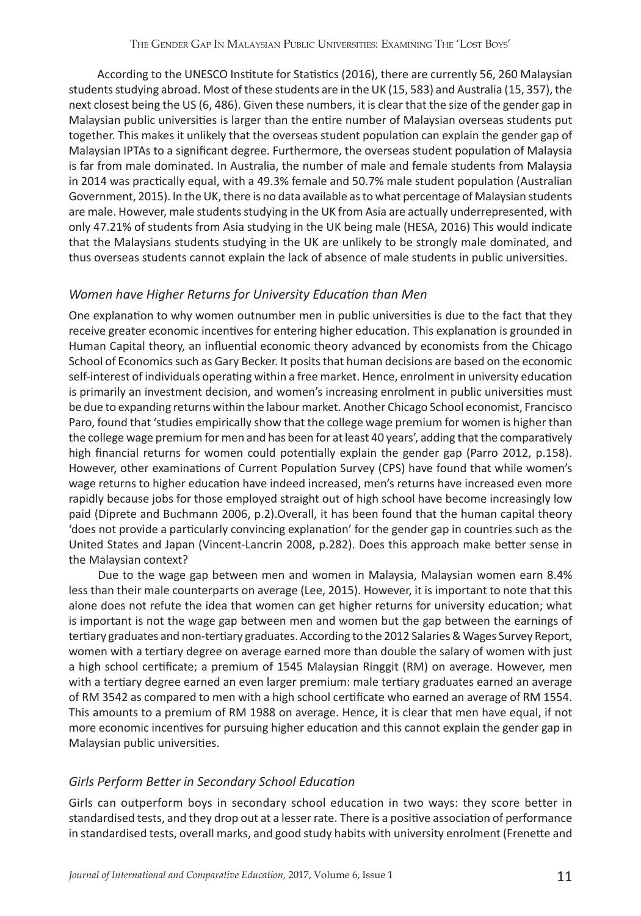According to the UNESCO Institute for Statistics (2016), there are currently 56, 260 Malaysian students studying abroad. Most of these students are in the UK (15, 583) and Australia (15, 357), the next closest being the US (6, 486). Given these numbers, it is clear that the size of the gender gap in Malaysian public universities is larger than the entire number of Malaysian overseas students put together. This makes it unlikely that the overseas student population can explain the gender gap of Malaysian IPTAs to a significant degree. Furthermore, the overseas student population of Malaysia is far from male dominated. In Australia, the number of male and female students from Malaysia in 2014 was practically equal, with a 49.3% female and 50.7% male student population (Australian Government, 2015). In the UK, there is no data available as to what percentage of Malaysian students are male. However, male students studying in the UK from Asia are actually underrepresented, with only 47.21% of students from Asia studying in the UK being male (HESA, 2016) This would indicate that the Malaysians students studying in the UK are unlikely to be strongly male dominated, and thus overseas students cannot explain the lack of absence of male students in public universities.

### *Women have Higher Returns for University Education than Men*

One explanation to why women outnumber men in public universities is due to the fact that they receive greater economic incentives for entering higher education. This explanation is grounded in Human Capital theory, an influential economic theory advanced by economists from the Chicago School of Economics such as Gary Becker. It posits that human decisions are based on the economic self-interest of individuals operating within a free market. Hence, enrolment in university education is primarily an investment decision, and women's increasing enrolment in public universities must be due to expanding returns within the labour market. Another Chicago School economist, Francisco Paro, found that 'studies empirically show that the college wage premium for women is higher than the college wage premium for men and has been for at least 40 years', adding that the comparatively high financial returns for women could potentially explain the gender gap (Parro 2012, p.158). However, other examinations of Current Population Survey (CPS) have found that while women's wage returns to higher education have indeed increased, men's returns have increased even more rapidly because jobs for those employed straight out of high school have become increasingly low paid (Diprete and Buchmann 2006, p.2).Overall, it has been found that the human capital theory 'does not provide a particularly convincing explanation' for the gender gap in countries such as the United States and Japan (Vincent-Lancrin 2008, p.282). Does this approach make better sense in the Malaysian context?

Due to the wage gap between men and women in Malaysia, Malaysian women earn 8.4% less than their male counterparts on average (Lee, 2015). However, it is important to note that this alone does not refute the idea that women can get higher returns for university education; what is important is not the wage gap between men and women but the gap between the earnings of tertiary graduates and non-tertiary graduates. According to the 2012 Salaries & Wages Survey Report, women with a tertiary degree on average earned more than double the salary of women with just a high school certificate; a premium of 1545 Malaysian Ringgit (RM) on average. However, men with a tertiary degree earned an even larger premium: male tertiary graduates earned an average of RM 3542 as compared to men with a high school certificate who earned an average of RM 1554. This amounts to a premium of RM 1988 on average. Hence, it is clear that men have equal, if not more economic incentives for pursuing higher education and this cannot explain the gender gap in Malaysian public universities.

### *Girls Perform Better in Secondary School Education*

Girls can outperform boys in secondary school education in two ways: they score better in standardised tests, and they drop out at a lesser rate. There is a positive association of performance in standardised tests, overall marks, and good study habits with university enrolment (Frenette and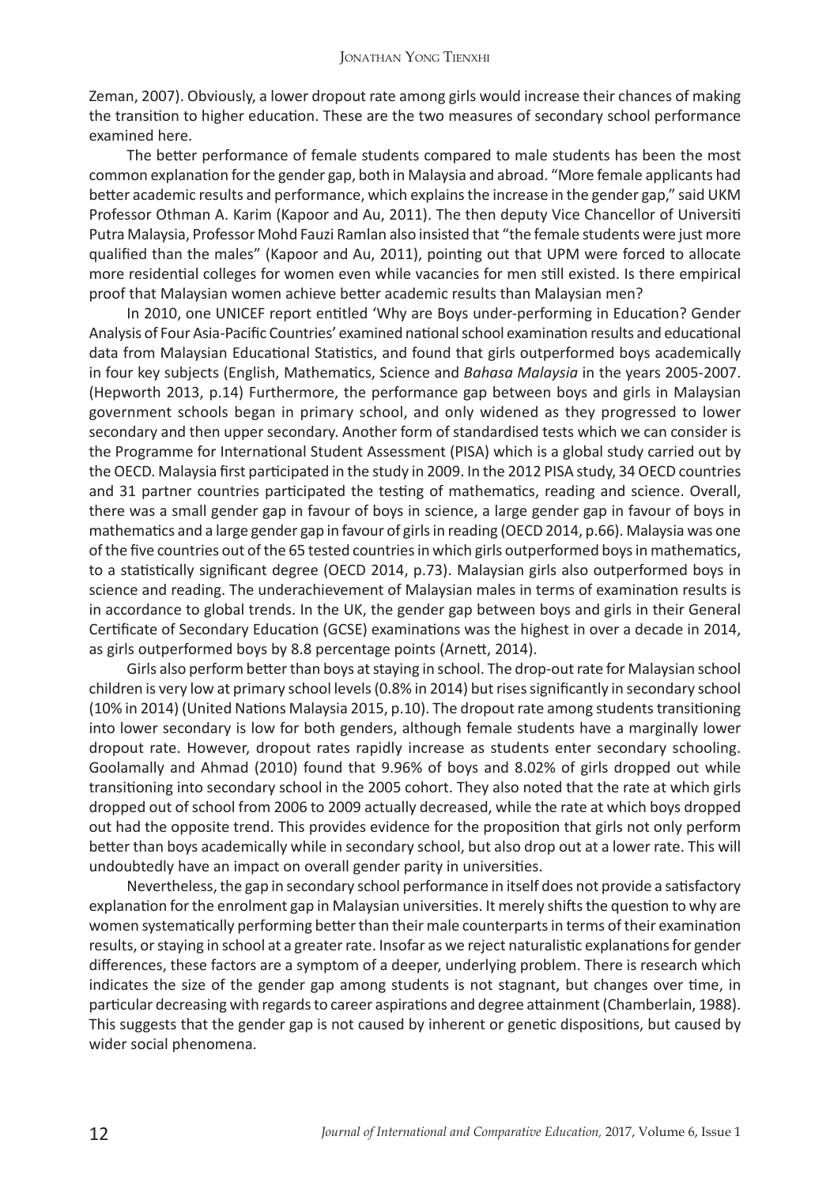Zeman, 2007). Obviously, a lower dropout rate among girls would increase their chances of making the transition to higher education. These are the two measures of secondary school performance examined here.

The better performance of female students compared to male students has been the most common explanation for the gender gap, both in Malaysia and abroad. "More female applicants had better academic results and performance, which explains the increase in the gender gap," said UKM Professor Othman A. Karim (Kapoor and Au, 2011). The then deputy Vice Chancellor of Universiti Putra Malaysia, Professor Mohd Fauzi Ramlan also insisted that "the female students were just more qualified than the males" (Kapoor and Au, 2011), pointing out that UPM were forced to allocate more residential colleges for women even while vacancies for men still existed. Is there empirical proof that Malaysian women achieve better academic results than Malaysian men?

In 2010, one UNICEF report entitled 'Why are Boys under-performing in Education? Gender Analysis of Four Asia-Pacific Countries' examined national school examination results and educational data from Malaysian Educational Statistics, and found that girls outperformed boys academically in four key subjects (English, Mathematics, Science and *Bahasa Malaysia* in the years 2005-2007. (Hepworth 2013, p.14) Furthermore, the performance gap between boys and girls in Malaysian government schools began in primary school, and only widened as they progressed to lower secondary and then upper secondary. Another form of standardised tests which we can consider is the Programme for International Student Assessment (PISA) which is a global study carried out by the OECD. Malaysia first participated in the study in 2009. In the 2012 PISA study, 34 OECD countries and 31 partner countries participated the testing of mathematics, reading and science. Overall, there was a small gender gap in favour of boys in science, a large gender gap in favour of boys in mathematics and a large gender gap in favour of girls in reading (OECD 2014, p.66). Malaysia was one of the five countries out of the 65 tested countries in which girls outperformed boys in mathematics, to a statistically significant degree (OECD 2014, p.73). Malaysian girls also outperformed boys in science and reading. The underachievement of Malaysian males in terms of examination results is in accordance to global trends. In the UK, the gender gap between boys and girls in their General Certificate of Secondary Education (GCSE) examinations was the highest in over a decade in 2014, as girls outperformed boys by 8.8 percentage points (Arnett, 2014).

Girls also perform better than boys at staying in school. The drop-out rate for Malaysian school children is very low at primary school levels (0.8% in 2014) but rises significantly in secondary school (10% in 2014) (United Nations Malaysia 2015, p.10). The dropout rate among students transitioning into lower secondary is low for both genders, although female students have a marginally lower dropout rate. However, dropout rates rapidly increase as students enter secondary schooling. Goolamally and Ahmad (2010) found that 9.96% of boys and 8.02% of girls dropped out while transitioning into secondary school in the 2005 cohort. They also noted that the rate at which girls dropped out of school from 2006 to 2009 actually decreased, while the rate at which boys dropped out had the opposite trend. This provides evidence for the proposition that girls not only perform better than boys academically while in secondary school, but also drop out at a lower rate. This will undoubtedly have an impact on overall gender parity in universities.

Nevertheless, the gap in secondary school performance in itself does not provide a satisfactory explanation for the enrolment gap in Malaysian universities. It merely shifts the question to why are women systematically performing better than their male counterparts in terms of their examination results, or staying in school at a greater rate. Insofar as we reject naturalistic explanations for gender differences, these factors are a symptom of a deeper, underlying problem. There is research which indicates the size of the gender gap among students is not stagnant, but changes over time, in particular decreasing with regards to career aspirations and degree attainment (Chamberlain, 1988). This suggests that the gender gap is not caused by inherent or genetic dispositions, but caused by wider social phenomena.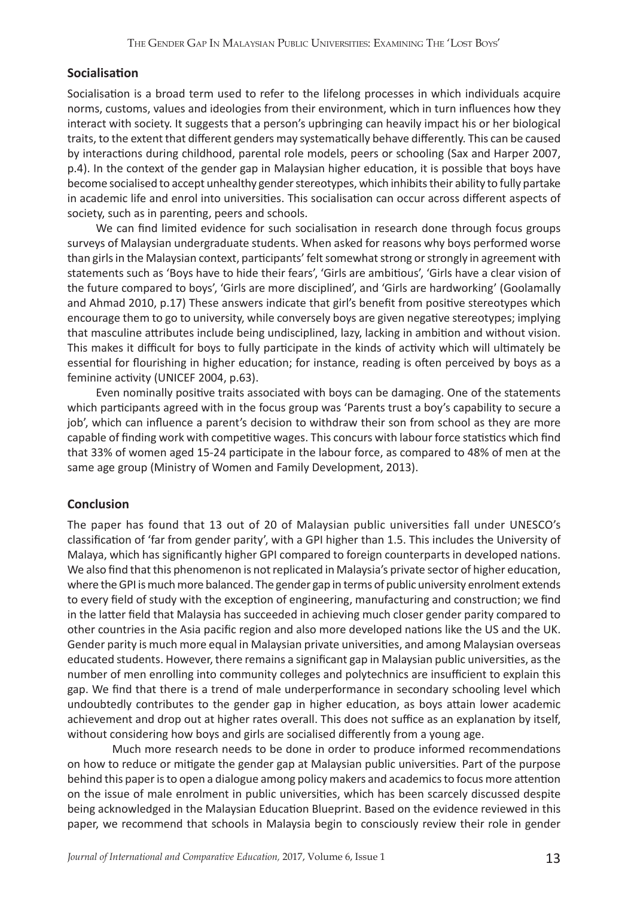## Socialisation

Socialisation is a broad term used to refer to the lifelong processes in which individuals acquire norms, customs, values and ideologies from their environment, which in turn influences how they interact with society. It suggests that a person's upbringing can heavily impact his or her biological traits, to the extent that different genders may systematically behave differently. This can be caused by interactions during childhood, parental role models, peers or schooling (Sax and Harper 2007, p.4). In the context of the gender gap in Malaysian higher education, it is possible that boys have become socialised to accept unhealthy gender stereotypes, which inhibits their ability to fully partake in academic life and enrol into universities. This socialisation can occur across different aspects of society, such as in parenting, peers and schools.

We can find limited evidence for such socialisation in research done through focus groups surveys of Malaysian undergraduate students. When asked for reasons why boys performed worse than girls in the Malaysian context, participants' felt somewhat strong or strongly in agreement with statements such as 'Boys have to hide their fears', 'Girls are ambitious', 'Girls have a clear vision of the future compared to boys', 'Girls are more disciplined', and 'Girls are hardworking' (Goolamally and Ahmad 2010, p.17) These answers indicate that girl's benefit from positive stereotypes which encourage them to go to university, while conversely boys are given negative stereotypes; implying that masculine attributes include being undisciplined, lazy, lacking in ambition and without vision. This makes it difficult for boys to fully participate in the kinds of activity which will ultimately be essential for flourishing in higher education; for instance, reading is often perceived by boys as a feminine activity (UNICEF 2004, p.63).

Even nominally positive traits associated with boys can be damaging. One of the statements which participants agreed with in the focus group was 'Parents trust a boy's capability to secure a job', which can influence a parent's decision to withdraw their son from school as they are more capable of finding work with competitive wages. This concurs with labour force statistics which find that 33% of women aged 15-24 participate in the labour force, as compared to 48% of men at the same age group (Ministry of Women and Family Development, 2013).

## Conclusion

The paper has found that 13 out of 20 of Malaysian public universities fall under UNESCO's classification of 'far from gender parity', with a GPI higher than 1.5. This includes the University of Malaya, which has significantly higher GPI compared to foreign counterparts in developed nations. We also find that this phenomenon is not replicated in Malaysia's private sector of higher education, where the GPI is much more balanced. The gender gap in terms of public university enrolment extends to every field of study with the exception of engineering, manufacturing and construction; we find in the latter field that Malaysia has succeeded in achieving much closer gender parity compared to other countries in the Asia pacific region and also more developed nations like the US and the UK. Gender parity is much more equal in Malaysian private universities, and among Malaysian overseas educated students. However, there remains a significant gap in Malaysian public universities, as the number of men enrolling into community colleges and polytechnics are insufficient to explain this gap. We find that there is a trend of male underperformance in secondary schooling level which undoubtedly contributes to the gender gap in higher education, as boys attain lower academic achievement and drop out at higher rates overall. This does not suffice as an explanation by itself, without considering how boys and girls are socialised differently from a young age.

Much more research needs to be done in order to produce informed recommendations on how to reduce or mitigate the gender gap at Malaysian public universities. Part of the purpose behind this paper is to open a dialogue among policy makers and academics to focus more attention on the issue of male enrolment in public universities, which has been scarcely discussed despite being acknowledged in the Malaysian Education Blueprint. Based on the evidence reviewed in this paper, we recommend that schools in Malaysia begin to consciously review their role in gender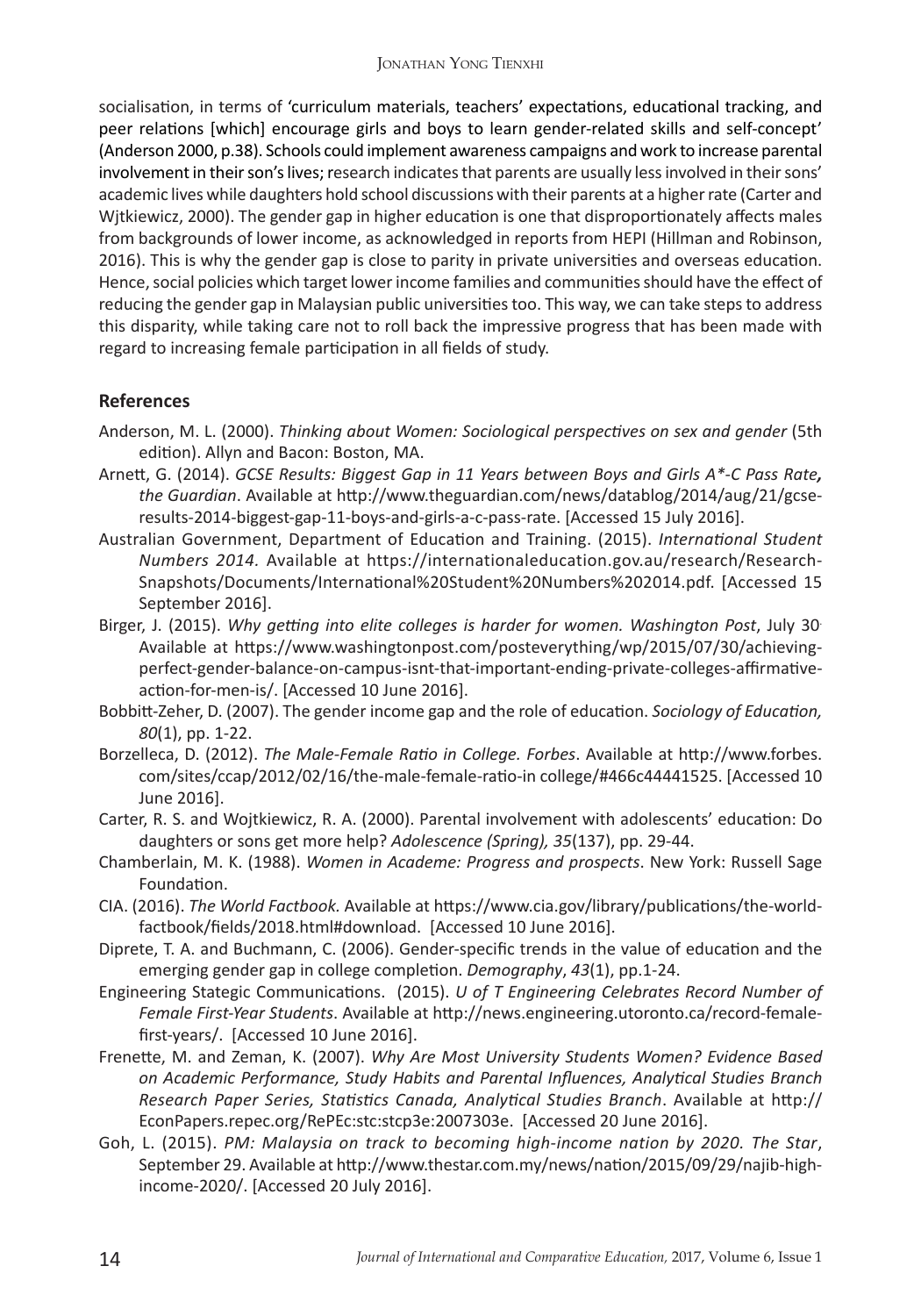socialisation, in terms of 'curriculum materials, teachers' expectations, educational tracking, and peer relations [which] encourage girls and boys to learn gender-related skills and self-concept' (Anderson 2000, p.38). Schools could implement awareness campaigns and work to increase parental involvement in their son's lives; research indicates that parents are usually less involved in their sons' academic lives while daughters hold school discussions with their parents at a higher rate (Carter and Wjtkiewicz, 2000). The gender gap in higher education is one that disproportionately affects males from backgrounds of lower income, as acknowledged in reports from HEPI (Hillman and Robinson, 2016). This is why the gender gap is close to parity in private universities and overseas education. Hence, social policies which target lower income families and communities should have the effect of reducing the gender gap in Malaysian public universities too. This way, we can take steps to address this disparity, while taking care not to roll back the impressive progress that has been made with regard to increasing female participation in all fields of study.

## References

Anderson, M. L. (2000). *Thinking about Women: Sociological perspectives on sex and gender* (5th edition). Allyn and Bacon: Boston, MA.

Arnett, G. (2014). *GCSE Results: Biggest Gap in 11 Years between Boys and Girls A*-C Pass Rate, the Guardian*. Available at http://www.theguardian.com/news/datablog/2014/aug/21/gcse-results-2014-biggest-gap-11-boys-and-girls-a-c-pass-rate. [Accessed 15 July 2016].

Australian Government, Department of Education and Training. (2015). *International Student Numbers 2014.* Available at https://internationaleducation.gov.au/research/Research-Snapshots/Documents/International%20Student%20Numbers%202014.pdf. [Accessed 15 September 2016].

Birger, J. (2015). *Why getting into elite colleges is harder for women. Washington Post*, July 30. Available at https://www.washingtonpost.com/posteverything/wp/2015/07/30/achieving-perfect-gender-balance-on-campus-isnt-that-important-ending-private-colleges-affirmative-action-for-men-is/. [Accessed 10 June 2016].

Bobbitt-Zeher, D. (2007). The gender income gap and the role of education. *Sociology of Education, 80*(1), pp. 1-22.

Borzelleca, D. (2012). *The Male-Female Ratio in College. Forbes*. Available at http://www.forbes.com/sites/ccap/2012/02/16/the-male-female-ratio-in college/#466c44441525. [Accessed 10 June 2016].

Carter, R. S. and Wojtkiewicz, R. A. (2000). Parental involvement with adolescents' education: Do daughters or sons get more help? *Adolescence (Spring), 35*(137), pp. 29-44.

Chamberlain, M. K. (1988). *Women in Academe: Progress and prospects*. New York: Russell Sage Foundation.

CIA. (2016). *The World Factbook.* Available at https://www.cia.gov/library/publications/the-world-factbook/fields/2018.html#download. [Accessed 10 June 2016].

Diprete, T. A. and Buchmann, C. (2006). Gender-specific trends in the value of education and the emerging gender gap in college completion. *Demography*, *43*(1), pp.1-24.

Engineering Stategic Communications. (2015). *U of T Engineering Celebrates Record Number of Female First-Year Students*. Available at http://news.engineering.utoronto.ca/record-female-first-years/. [Accessed 10 June 2016].

Frenette, M. and Zeman, K. (2007). *Why Are Most University Students Women? Evidence Based on Academic Performance, Study Habits and Parental Influences, Analytical Studies Branch Research Paper Series, Statistics Canada, Analytical Studies Branch*. Available at http://EconPapers.repec.org/RePEc:stc:stcp3e:2007303e. [Accessed 20 June 2016].

Goh, L. (2015). *PM: Malaysia on track to becoming high-income nation by 2020. The Star*, September 29. Available at http://www.thestar.com.my/news/nation/2015/09/29/najib-high-income-2020/. [Accessed 20 July 2016].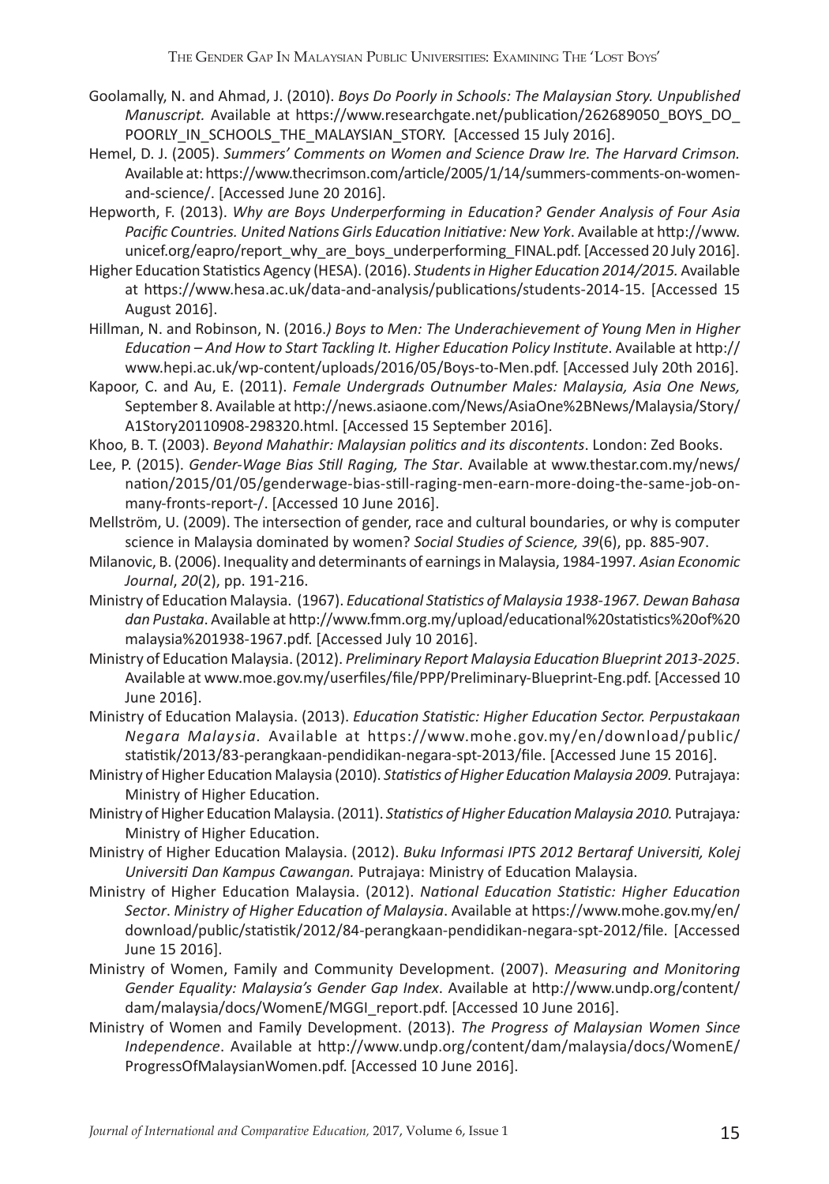Goolamally, N. and Ahmad, J. (2010). *Boys Do Poorly in Schools: The Malaysian Story. Unpublished Manuscript.* Available at https://www.researchgate.net/publication/262689050_BOYS_DO_POORLY_IN_SCHOOLS_THE_MALAYSIAN_STORY. [Accessed 15 July 2016].

Hemel, D. J. (2005). *Summers' Comments on Women and Science Draw Ire. The Harvard Crimson.* Available at: https://www.thecrimson.com/article/2005/1/14/summers-comments-on-women-and-science/. [Accessed June 20 2016].

Hepworth, F. (2013). *Why are Boys Underperforming in Education? Gender Analysis of Four Asia Pacific Countries. United Nations Girls Education Initiative: New York*. Available at http://www.unicef.org/eapro/report_why_are_boys_underperforming_FINAL.pdf. [Accessed 20 July 2016].

Higher Education Statistics Agency (HESA). (2016). *Students in Higher Education 2014/2015.* Available at https://www.hesa.ac.uk/data-and-analysis/publications/students-2014-15. [Accessed 15 August 2016].

Hillman, N. and Robinson, N. (2016.*) Boys to Men: The Underachievement of Young Men in Higher Education – And How to Start Tackling It. Higher Education Policy Institute*. Available at http://www.hepi.ac.uk/wp-content/uploads/2016/05/Boys-to-Men.pdf. [Accessed July 20th 2016].

Kapoor, C. and Au, E. (2011). *Female Undergrads Outnumber Males: Malaysia, Asia One News,* September 8. Available at http://news.asiaone.com/News/AsiaOne%2BNews/Malaysia/Story/A1Story20110908-298320.html. [Accessed 15 September 2016].

Khoo, B. T. (2003). *Beyond Mahathir: Malaysian politics and its discontents*. London: Zed Books.

Lee, P. (2015). *Gender-Wage Bias Still Raging, The Star*. Available at www.thestar.com.my/news/nation/2015/01/05/genderwage-bias-still-raging-men-earn-more-doing-the-same-job-on-many-fronts-report-/. [Accessed 10 June 2016].

Mellström, U. (2009). The intersection of gender, race and cultural boundaries, or why is computer science in Malaysia dominated by women? *Social Studies of Science, 39*(6), pp. 885-907.

Milanovic, B. (2006). Inequality and determinants of earnings in Malaysia, 1984-1997. *Asian Economic Journal*, *20*(2), pp. 191-216.

Ministry of Education Malaysia. (1967). *Educational Statistics of Malaysia 1938-1967. Dewan Bahasa dan Pustaka*. Available at http://www.fmm.org.my/upload/educational%20statistics%20of%20malaysia%201938-1967.pdf. [Accessed July 10 2016].

Ministry of Education Malaysia. (2012). *Preliminary Report Malaysia Education Blueprint 2013-2025*. Available at www.moe.gov.my/userfiles/file/PPP/Preliminary-Blueprint-Eng.pdf. [Accessed 10 June 2016].

Ministry of Education Malaysia. (2013). *Education Statistic: Higher Education Sector. Perpustakaan Negara Malaysia.* Available at https://www.mohe.gov.my/en/download/public/statistik/2013/83-perangkaan-pendidikan-negara-spt-2013/file. [Accessed June 15 2016].

Ministry of Higher Education Malaysia (2010). *Statistics of Higher Education Malaysia 2009.* Putrajaya: Ministry of Higher Education.

Ministry of Higher Education Malaysia. (2011). *Statistics of Higher Education Malaysia 2010.* Putrajaya*:* Ministry of Higher Education.

Ministry of Higher Education Malaysia. (2012). *Buku Informasi IPTS 2012 Bertaraf Universiti, Kolej Universiti Dan Kampus Cawangan.* Putrajaya: Ministry of Education Malaysia.

Ministry of Higher Education Malaysia. (2012). *National Education Statistic: Higher Education Sector*. *Ministry of Higher Education of Malaysia*. Available at https://www.mohe.gov.my/en/download/public/statistik/2012/84-perangkaan-pendidikan-negara-spt-2012/file. [Accessed June 15 2016].

Ministry of Women, Family and Community Development. (2007). *Measuring and Monitoring Gender Equality: Malaysia's Gender Gap Index.* Available at http://www.undp.org/content/dam/malaysia/docs/WomenE/MGGI_report.pdf. [Accessed 10 June 2016].

Ministry of Women and Family Development. (2013). *The Progress of Malaysian Women Since Independence*. Available at http://www.undp.org/content/dam/malaysia/docs/WomenE/ProgressOfMalaysianWomen.pdf. [Accessed 10 June 2016].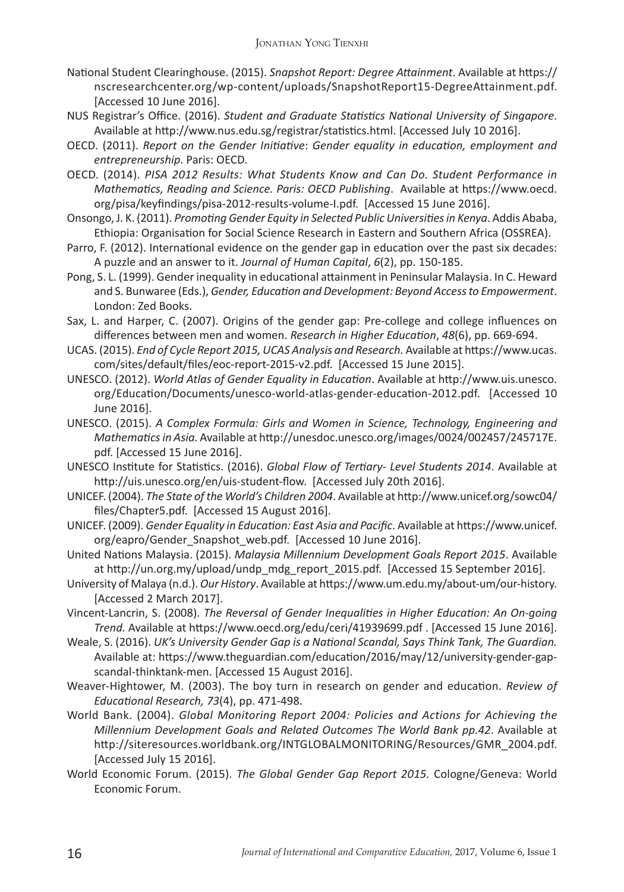National Student Clearinghouse. (2015). *Snapshot Report: Degree Attainment*. Available at https://nscresearchcenter.org/wp-content/uploads/SnapshotReport15-DegreeAttainment.pdf. [Accessed 10 June 2016].

NUS Registrar's Office. (2016). *Student and Graduate Statistics National University of Singapore*. Available at http://www.nus.edu.sg/registrar/statistics.html. [Accessed July 10 2016].

OECD. (2011). *Report on the Gender Initiative*: *Gender equality in education, employment and entrepreneurship*. Paris: OECD.

OECD. (2014). *PISA 2012 Results: What Students Know and Can Do. Student Performance in Mathematics, Reading and Science. Paris: OECD Publishing*. Available at https://www.oecd.org/pisa/keyfindings/pisa-2012-results-volume-I.pdf. [Accessed 15 June 2016].

Onsongo, J. K. (2011). *Promoting Gender Equity in Selected Public Universities in Kenya*. Addis Ababa, Ethiopia: Organisation for Social Science Research in Eastern and Southern Africa (OSSREA).

Parro, F. (2012). International evidence on the gender gap in education over the past six decades: A puzzle and an answer to it. *Journal of Human Capital*, *6*(2), pp. 150-185.

Pong, S. L. (1999). Gender inequality in educational attainment in Peninsular Malaysia. In C. Heward and S. Bunwaree (Eds.), *Gender, Education and Development: Beyond Access to Empowerment*. London: Zed Books.

Sax, L. and Harper, C. (2007). Origins of the gender gap: Pre-college and college influences on differences between men and women. *Research in Higher Education*, *48*(6), pp. 669-694.

UCAS. (2015). *End of Cycle Report 2015, UCAS Analysis and Research.* Available at https://www.ucas.com/sites/default/files/eoc-report-2015-v2.pdf. [Accessed 15 June 2015].

UNESCO. (2012). *World Atlas of Gender Equality in Education*. Available at http://www.uis.unesco.org/Education/Documents/unesco-world-atlas-gender-education-2012.pdf. [Accessed 10 June 2016].

UNESCO. (2015). *A Complex Formula: Girls and Women in Science, Technology, Engineering and Mathematics in Asia.* Available at http://unesdoc.unesco.org/images/0024/002457/245717E.pdf. [Accessed 15 June 2016].

UNESCO Institute for Statistics. (2016). *Global Flow of Tertiary- Level Students 2014*. Available at http://uis.unesco.org/en/uis-student-flow. [Accessed July 20th 2016].

UNICEF. (2004). *The State of the World's Children 2004*. Available at http://www.unicef.org/sowc04/files/Chapter5.pdf. [Accessed 15 August 2016].

UNICEF. (2009). *Gender Equality in Education: East Asia and Pacific*. Available at https://www.unicef.org/eapro/Gender_Snapshot_web.pdf. [Accessed 10 June 2016].

United Nations Malaysia. (2015). *Malaysia Millennium Development Goals Report 2015*. Available at http://un.org.my/upload/undp_mdg_report_2015.pdf. [Accessed 15 September 2016].

University of Malaya (n.d.). *Our History*. Available at https://www.um.edu.my/about-um/our-history. [Accessed 2 March 2017].

Vincent-Lancrin, S. (2008). *The Reversal of Gender Inequalities in Higher Education: An On-going Trend.* Available at https://www.oecd.org/edu/ceri/41939699.pdf . [Accessed 15 June 2016].

Weale, S. (2016). *UK's University Gender Gap is a National Scandal, Says Think Tank, The Guardian.* Available at: https://www.theguardian.com/education/2016/may/12/university-gender-gap-scandal-thinktank-men. [Accessed 15 August 2016].

Weaver-Hightower, M. (2003). The boy turn in research on gender and education. *Review of Educational Research, 73*(4), pp. 471-498.

World Bank. (2004). *Global Monitoring Report 2004: Policies and Actions for Achieving the Millennium Development Goals and Related Outcomes The World Bank pp.42*. Available at http://siteresources.worldbank.org/INTGLOBALMONITORING/Resources/GMR_2004.pdf. [Accessed July 15 2016].

World Economic Forum. (2015). *The Global Gender Gap Report 2015.* Cologne/Geneva: World Economic Forum.